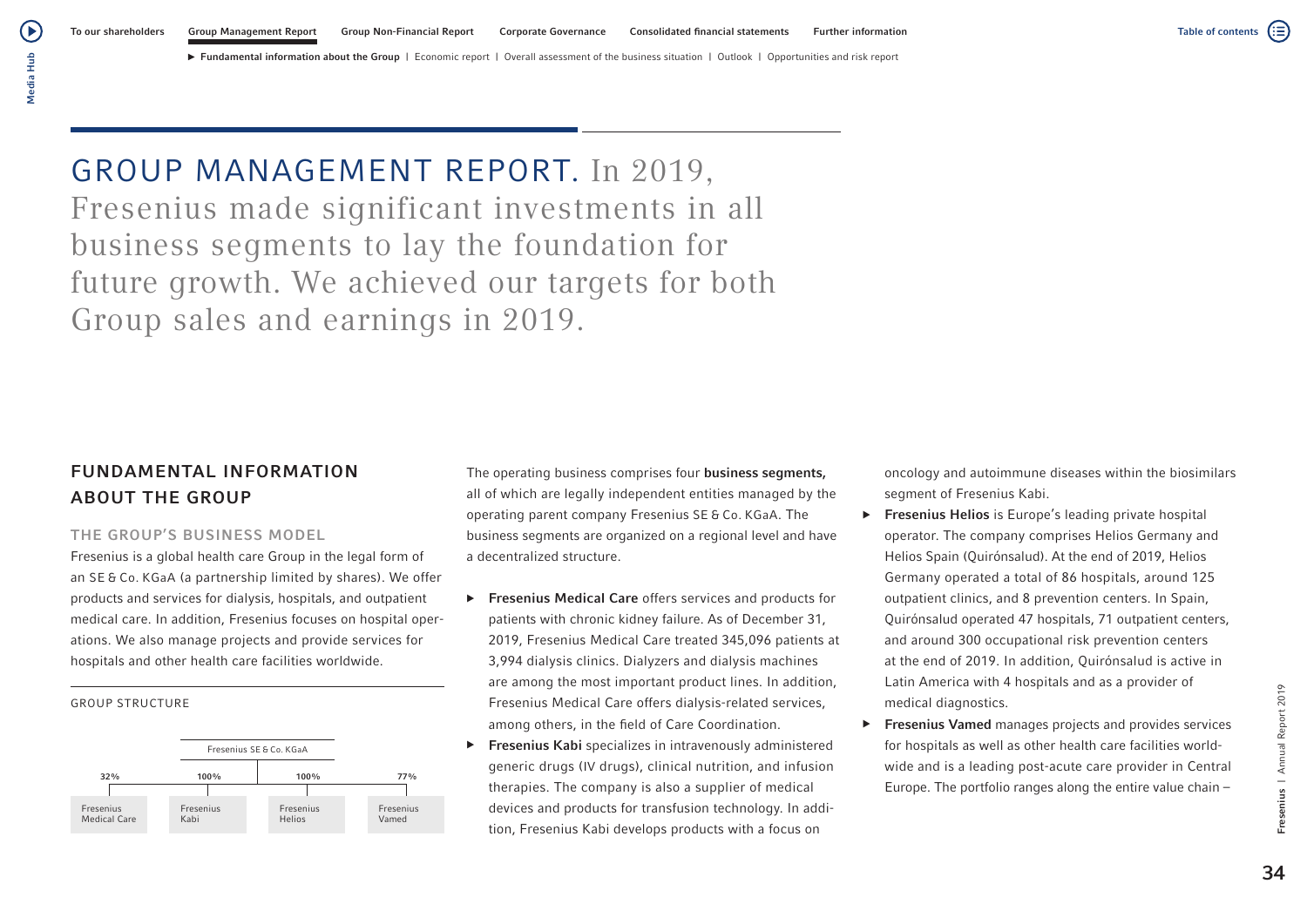# GROUP MANAGEMENT REPORT.

In 2019, Fresenius made significant investments in all business segments to lay the foundation for future growth. We achieved our targets for both Group sales and earnings in 2019.

## FUNDAMENTAL INFORMATION ABOUT THE GROUP

### THE GROUP'S BUSINESS MODEL

Fresenius is a global health care Group in the legal form of an SE & Co. KGaA (a partnership limited by shares). We offer products and services for dialysis, hospitals, and outpatient medical care. In addition, Fresenius focuses on hospital operations. We also manage projects and provide services for hospitals and other health care facilities worldwide.

GROUP STRUCTURE

Fresenius SE & Co. KGaA

| Fresenius Medical Care | Fresenius Kabi | Fresenius Helios | Fresenius Vamed |
|---|---|---|---|
| 32% | 100% | 100% | 77% |

The operating business comprises four **business segments,** all of which are legally independent entities managed by the operating parent company Fresenius SE & Co. KGaA. The business segments are organized on a regional level and have a decentralized structure.

- **Fresenius Medical Care** offers services and products for patients with chronic kidney failure. As of December 31, 2019, Fresenius Medical Care treated 345,096 patients at 3,994 dialysis clinics. Dialyzers and dialysis machines are among the most important product lines. In addition, Fresenius Medical Care offers dialysis-related services, among others, in the field of Care Coordination.
- **Fresenius Kabi** specializes in intravenously administered generic drugs (IV drugs), clinical nutrition, and infusion therapies. The company is also a supplier of medical devices and products for transfusion technology. In addition, Fresenius Kabi develops products with a focus on oncology and autoimmune diseases within the biosimilars segment of Fresenius Kabi.
- **Fresenius Helios** is Europe's leading private hospital operator. The company comprises Helios Germany and Helios Spain (Quirónsalud). At the end of 2019, Helios Germany operated a total of 86 hospitals, around 125 outpatient clinics, and 8 prevention centers. In Spain, Quirónsalud operated 47 hospitals, 71 outpatient centers, and around 300 occupational risk prevention centers at the end of 2019. In addition, Quirónsalud is active in Latin America with 4 hospitals and as a provider of medical diagnostics.
- **Fresenius Vamed** manages projects and provides services for hospitals as well as other health care facilities worldwide and is a leading post-acute care provider in Central Europe. The portfolio ranges along the entire value chain –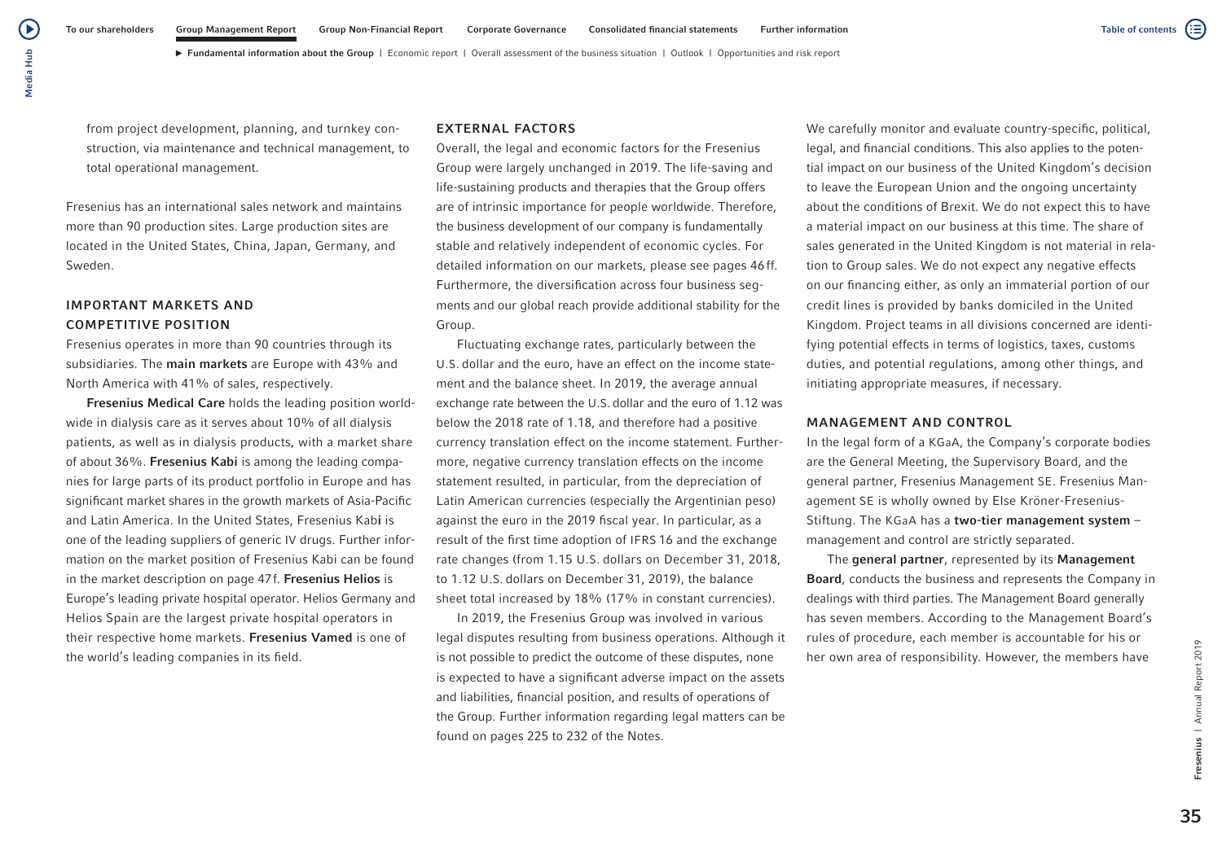from project development, planning, and turnkey construction, via maintenance and technical management, to total operational management.

Fresenius has an international sales network and maintains more than 90 production sites. Large production sites are located in the United States, China, Japan, Germany, and Sweden.

## IMPORTANT MARKETS AND COMPETITIVE POSITION

Fresenius operates in more than 90 countries through its subsidiaries. The **main markets** are Europe with 43% and North America with 41% of sales, respectively.

**Fresenius Medical Care** holds the leading position worldwide in dialysis care as it serves about 10% of all dialysis patients, as well as in dialysis products, with a market share of about 36%. **Fresenius Kabi** is among the leading companies for large parts of its product portfolio in Europe and has significant market shares in the growth markets of Asia-Pacific and Latin America. In the United States, Fresenius Kabi is one of the leading suppliers of generic IV drugs. Further information on the market position of Fresenius Kabi can be found in the market description on page 47 f. **Fresenius Helios** is Europe's leading private hospital operator. Helios Germany and Helios Spain are the largest private hospital operators in their respective home markets. **Fresenius Vamed** is one of the world's leading companies in its field.

## EXTERNAL FACTORS

Overall, the legal and economic factors for the Fresenius Group were largely unchanged in 2019. The life-saving and life-sustaining products and therapies that the Group offers are of intrinsic importance for people worldwide. Therefore, the business development of our company is fundamentally stable and relatively independent of economic cycles. For detailed information on our markets, please see pages 46 ff. Furthermore, the diversification across four business segments and our global reach provide additional stability for the Group.

Fluctuating exchange rates, particularly between the U.S. dollar and the euro, have an effect on the income statement and the balance sheet. In 2019, the average annual exchange rate between the U.S. dollar and the euro of 1.12 was below the 2018 rate of 1.18, and therefore had a positive currency translation effect on the income statement. Furthermore, negative currency translation effects on the income statement resulted, in particular, from the depreciation of Latin American currencies (especially the Argentinian peso) against the euro in the 2019 fiscal year. In particular, as a result of the first time adoption of IFRS 16 and the exchange rate changes (from 1.15 U.S. dollars on December 31, 2018, to 1.12 U.S. dollars on December 31, 2019), the balance sheet total increased by 18% (17% in constant currencies).

In 2019, the Fresenius Group was involved in various legal disputes resulting from business operations. Although it is not possible to predict the outcome of these disputes, none is expected to have a significant adverse impact on the assets and liabilities, financial position, and results of operations of the Group. Further information regarding legal matters can be found on pages 225 to 232 of the Notes.

We carefully monitor and evaluate country-specific, political, legal, and financial conditions. This also applies to the potential impact on our business of the United Kingdom's decision to leave the European Union and the ongoing uncertainty about the conditions of Brexit. We do not expect this to have a material impact on our business at this time. The share of sales generated in the United Kingdom is not material in relation to Group sales. We do not expect any negative effects on our financing either, as only an immaterial portion of our credit lines is provided by banks domiciled in the United Kingdom. Project teams in all divisions concerned are identifying potential effects in terms of logistics, taxes, customs duties, and potential regulations, among other things, and initiating appropriate measures, if necessary.

## MANAGEMENT AND CONTROL

In the legal form of a KGaA, the Company's corporate bodies are the General Meeting, the Supervisory Board, and the general partner, Fresenius Management SE. Fresenius Management SE is wholly owned by Else Kröner-Fresenius-Stiftung. The KGaA has a **two-tier management system** – management and control are strictly separated.

The **general partner**, represented by its **Management Board**, conducts the business and represents the Company in dealings with third parties. The Management Board generally has seven members. According to the Management Board's rules of procedure, each member is accountable for his or her own area of responsibility. However, the members have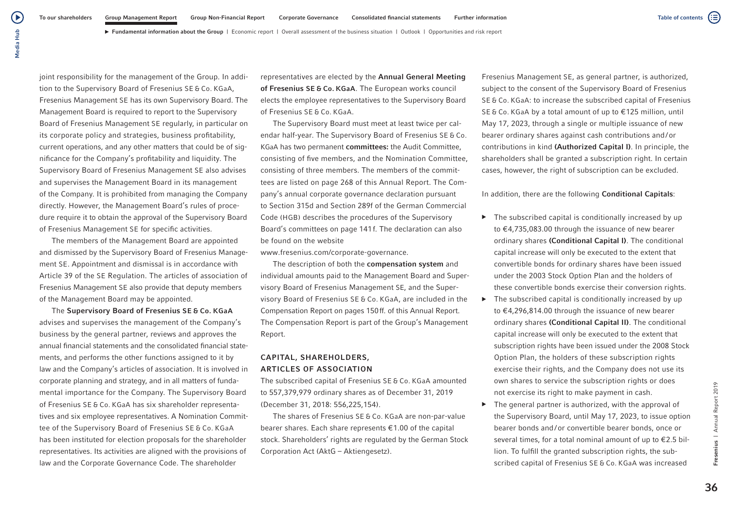joint responsibility for the management of the Group. In addition to the Supervisory Board of Fresenius SE & Co. KGaA, Fresenius Management SE has its own Supervisory Board. The Management Board is required to report to the Supervisory Board of Fresenius Management SE regularly, in particular on its corporate policy and strategies, business profitability, current operations, and any other matters that could be of significance for the Company's profitability and liquidity. The Supervisory Board of Fresenius Management SE also advises and supervises the Management Board in its management of the Company. It is prohibited from managing the Company directly. However, the Management Board's rules of procedure require it to obtain the approval of the Supervisory Board of Fresenius Management SE for specific activities.

The members of the Management Board are appointed and dismissed by the Supervisory Board of Fresenius Management SE. Appointment and dismissal is in accordance with Article 39 of the SE Regulation. The articles of association of Fresenius Management SE also provide that deputy members of the Management Board may be appointed.

The **Supervisory Board of Fresenius SE & Co. KGaA** advises and supervises the management of the Company's business by the general partner, reviews and approves the annual financial statements and the consolidated financial statements, and performs the other functions assigned to it by law and the Company's articles of association. It is involved in corporate planning and strategy, and in all matters of fundamental importance for the Company. The Supervisory Board of Fresenius SE & Co. KGaA has six shareholder representatives and six employee representatives. A Nomination Committee of the Supervisory Board of Fresenius SE & Co. KGaA has been instituted for election proposals for the shareholder representatives. Its activities are aligned with the provisions of law and the Corporate Governance Code. The shareholder representatives are elected by the **Annual General Meeting of Fresenius SE & Co. KGaA**. The European works council elects the employee representatives to the Supervisory Board of Fresenius SE & Co. KGaA.

The Supervisory Board must meet at least twice per calendar half-year. The Supervisory Board of Fresenius SE & Co. KGaA has two permanent **committees:** the Audit Committee, consisting of five members, and the Nomination Committee, consisting of three members. The members of the committees are listed on page 268 of this Annual Report. The Company's annual corporate governance declaration pursuant to Section 315d and Section 289f of the German Commercial Code (HGB) describes the procedures of the Supervisory Board's committees on page 141 f. The declaration can also be found on the website www.fresenius.com/corporate-governance.

The description of both the **compensation system** and individual amounts paid to the Management Board and Supervisory Board of Fresenius Management SE, and the Supervisory Board of Fresenius SE & Co. KGaA, are included in the Compensation Report on pages 150 ff. of this Annual Report. The Compensation Report is part of the Group's Management Report.

## CAPITAL, SHAREHOLDERS, ARTICLES OF ASSOCIATION

The subscribed capital of Fresenius SE & Co. KGaA amounted to 557,379,979 ordinary shares as of December 31, 2019 (December 31, 2018: 556,225,154).

The shares of Fresenius SE & Co. KGaA are non-par-value bearer shares. Each share represents €1.00 of the capital stock. Shareholders' rights are regulated by the German Stock Corporation Act (AktG – Aktiengesetz).

Fresenius Management SE, as general partner, is authorized, subject to the consent of the Supervisory Board of Fresenius SE & Co. KGaA: to increase the subscribed capital of Fresenius SE & Co. KGaA by a total amount of up to €125 million, until May 17, 2023, through a single or multiple issuance of new bearer ordinary shares against cash contributions and/or contributions in kind **(Authorized Capital I)**. In principle, the shareholders shall be granted a subscription right. In certain cases, however, the right of subscription can be excluded.

In addition, there are the following **Conditional Capitals**:

- The subscribed capital is conditionally increased by up to €4,735,083.00 through the issuance of new bearer ordinary shares **(Conditional Capital I)**. The conditional capital increase will only be executed to the extent that convertible bonds for ordinary shares have been issued under the 2003 Stock Option Plan and the holders of these convertible bonds exercise their conversion rights.
- The subscribed capital is conditionally increased by up to €4,296,814.00 through the issuance of new bearer ordinary shares **(Conditional Capital II)**. The conditional capital increase will only be executed to the extent that subscription rights have been issued under the 2008 Stock Option Plan, the holders of these subscription rights exercise their rights, and the Company does not use its own shares to service the subscription rights or does not exercise its right to make payment in cash.
- The general partner is authorized, with the approval of the Supervisory Board, until May 17, 2023, to issue option bearer bonds and/or convertible bearer bonds, once or several times, for a total nominal amount of up to €2.5 billion. To fulfill the granted subscription rights, the subscribed capital of Fresenius SE & Co. KGaA was increased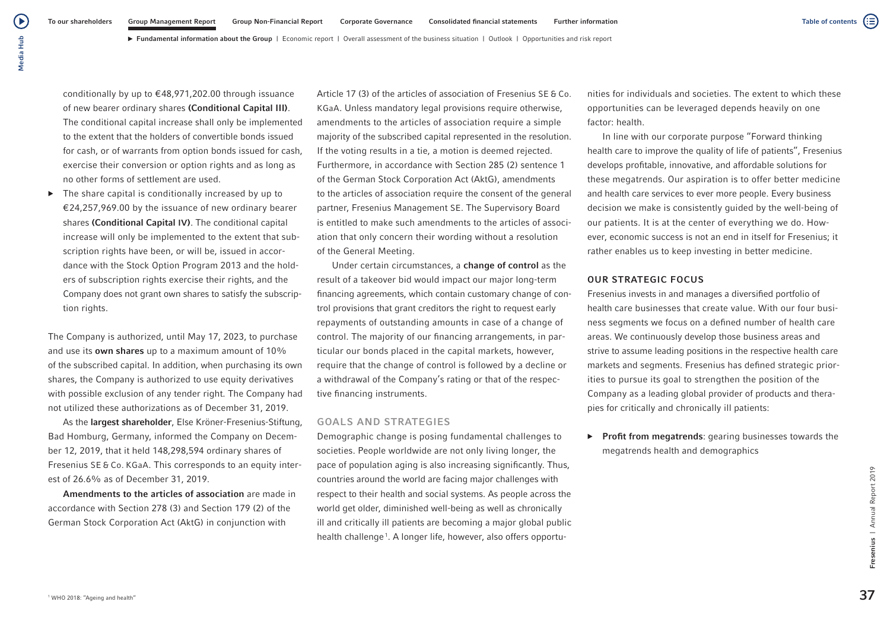conditionally by up to €48,971,202.00 through issuance of new bearer ordinary shares **(Conditional Capital III)**. The conditional capital increase shall only be implemented to the extent that the holders of convertible bonds issued for cash, or of warrants from option bonds issued for cash, exercise their conversion or option rights and as long as no other forms of settlement are used.

- The share capital is conditionally increased by up to €24,257,969.00 by the issuance of new ordinary bearer shares **(Conditional Capital IV)**. The conditional capital increase will only be implemented to the extent that subscription rights have been, or will be, issued in accordance with the Stock Option Program 2013 and the holders of subscription rights exercise their rights, and the Company does not grant own shares to satisfy the subscription rights.

The Company is authorized, until May 17, 2023, to purchase and use its **own shares** up to a maximum amount of 10% of the subscribed capital. In addition, when purchasing its own shares, the Company is authorized to use equity derivatives with possible exclusion of any tender right. The Company had not utilized these authorizations as of December 31, 2019.

As the **largest shareholder**, Else Kröner-Fresenius-Stiftung, Bad Homburg, Germany, informed the Company on December 12, 2019, that it held 148,298,594 ordinary shares of Fresenius SE & Co. KGaA. This corresponds to an equity interest of 26.6% as of December 31, 2019.

**Amendments to the articles of association** are made in accordance with Section 278 (3) and Section 179 (2) of the German Stock Corporation Act (AktG) in conjunction with Article 17 (3) of the articles of association of Fresenius SE & Co. KGaA. Unless mandatory legal provisions require otherwise, amendments to the articles of association require a simple majority of the subscribed capital represented in the resolution. If the voting results in a tie, a motion is deemed rejected. Furthermore, in accordance with Section 285 (2) sentence 1 of the German Stock Corporation Act (AktG), amendments to the articles of association require the consent of the general partner, Fresenius Management SE. The Supervisory Board is entitled to make such amendments to the articles of association that only concern their wording without a resolution of the General Meeting.

Under certain circumstances, a **change of control** as the result of a takeover bid would impact our major long-term financing agreements, which contain customary change of control provisions that grant creditors the right to request early repayments of outstanding amounts in case of a change of control. The majority of our financing arrangements, in particular our bonds placed in the capital markets, however, require that the change of control is followed by a decline or a withdrawal of the Company's rating or that of the respective financing instruments.

## GOALS AND STRATEGIES

Demographic change is posing fundamental challenges to societies. People worldwide are not only living longer, the pace of population aging is also increasing significantly. Thus, countries around the world are facing major challenges with respect to their health and social systems. As people across the world get older, diminished well-being as well as chronically ill and critically ill patients are becoming a major global public health challenge[1]. A longer life, however, also offers opportunities for individuals and societies. The extent to which these opportunities can be leveraged depends heavily on one factor: health.

In line with our corporate purpose "Forward thinking health care to improve the quality of life of patients", Fresenius develops profitable, innovative, and affordable solutions for these megatrends. Our aspiration is to offer better medicine and health care services to ever more people. Every business decision we make is consistently guided by the well-being of our patients. It is at the center of everything we do. However, economic success is not an end in itself for Fresenius; it rather enables us to keep investing in better medicine.

### OUR STRATEGIC FOCUS

Fresenius invests in and manages a diversified portfolio of health care businesses that create value. With our four business segments we focus on a defined number of health care areas. We continuously develop those business areas and strive to assume leading positions in the respective health care markets and segments. Fresenius has defined strategic priorities to pursue its goal to strengthen the position of the Company as a leading global provider of products and therapies for critically and chronically ill patients:

- **Profit from megatrends**: gearing businesses towards the megatrends health and demographics

[1] WHO 2018: "Ageing and health"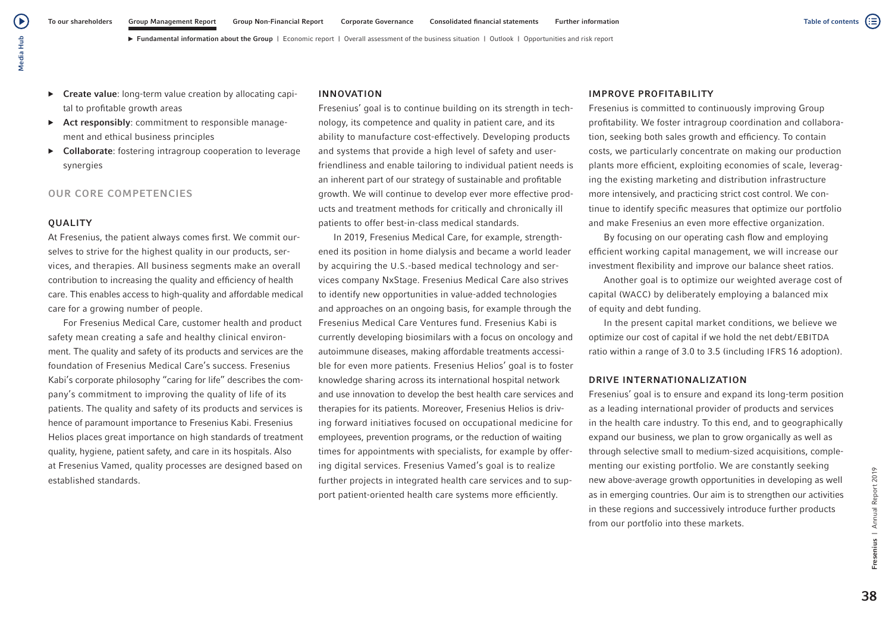- **Create value**: long-term value creation by allocating capital to profitable growth areas
- **Act responsibly**: commitment to responsible management and ethical business principles
- **Collaborate**: fostering intragroup cooperation to leverage synergies

## OUR CORE COMPETENCIES

### QUALITY

At Fresenius, the patient always comes first. We commit ourselves to strive for the highest quality in our products, services, and therapies. All business segments make an overall contribution to increasing the quality and efficiency of health care. This enables access to high-quality and affordable medical care for a growing number of people.

For Fresenius Medical Care, customer health and product safety mean creating a safe and healthy clinical environment. The quality and safety of its products and services are the foundation of Fresenius Medical Care's success. Fresenius Kabi's corporate philosophy "caring for life" describes the company's commitment to improving the quality of life of its patients. The quality and safety of its products and services is hence of paramount importance to Fresenius Kabi. Fresenius Helios places great importance on high standards of treatment quality, hygiene, patient safety, and care in its hospitals. Also at Fresenius Vamed, quality processes are designed based on established standards.

### INNOVATION

Fresenius' goal is to continue building on its strength in technology, its competence and quality in patient care, and its ability to manufacture cost-effectively. Developing products and systems that provide a high level of safety and user-friendliness and enable tailoring to individual patient needs is an inherent part of our strategy of sustainable and profitable growth. We will continue to develop ever more effective products and treatment methods for critically and chronically ill patients to offer best-in-class medical standards.

In 2019, Fresenius Medical Care, for example, strengthened its position in home dialysis and became a world leader by acquiring the U.S.-based medical technology and services company NxStage. Fresenius Medical Care also strives to identify new opportunities in value-added technologies and approaches on an ongoing basis, for example through the Fresenius Medical Care Ventures fund. Fresenius Kabi is currently developing biosimilars with a focus on oncology and autoimmune diseases, making affordable treatments accessible for even more patients. Fresenius Helios' goal is to foster knowledge sharing across its international hospital network and use innovation to develop the best health care services and therapies for its patients. Moreover, Fresenius Helios is driving forward initiatives focused on occupational medicine for employees, prevention programs, or the reduction of waiting times for appointments with specialists, for example by offering digital services. Fresenius Vamed's goal is to realize further projects in integrated health care services and to support patient-oriented health care systems more efficiently.

### IMPROVE PROFITABILITY

Fresenius is committed to continuously improving Group profitability. We foster intragroup coordination and collaboration, seeking both sales growth and efficiency. To contain costs, we particularly concentrate on making our production plants more efficient, exploiting economies of scale, leveraging the existing marketing and distribution infrastructure more intensively, and practicing strict cost control. We continue to identify specific measures that optimize our portfolio and make Fresenius an even more effective organization.

By focusing on our operating cash flow and employing efficient working capital management, we will increase our investment flexibility and improve our balance sheet ratios.

Another goal is to optimize our weighted average cost of capital (WACC) by deliberately employing a balanced mix of equity and debt funding.

In the present capital market conditions, we believe we optimize our cost of capital if we hold the net debt/EBITDA ratio within a range of 3.0 to 3.5 (including IFRS 16 adoption).

### DRIVE INTERNATIONALIZATION

Fresenius' goal is to ensure and expand its long-term position as a leading international provider of products and services in the health care industry. To this end, and to geographically expand our business, we plan to grow organically as well as through selective small to medium-sized acquisitions, complementing our existing portfolio. We are constantly seeking new above-average growth opportunities in developing as well as in emerging countries. Our aim is to strengthen our activities in these regions and successively introduce further products from our portfolio into these markets.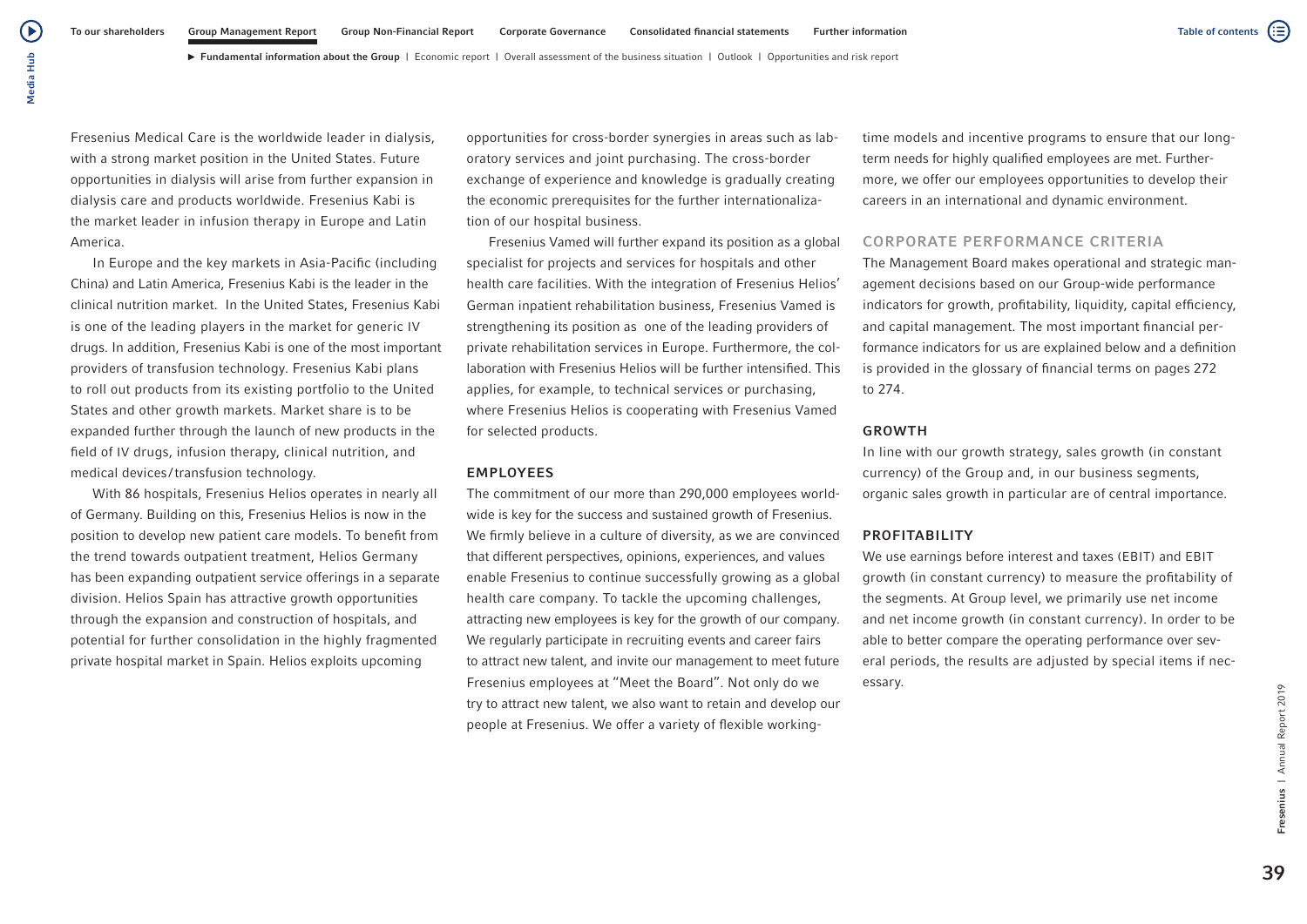Fresenius Medical Care is the worldwide leader in dialysis, with a strong market position in the United States. Future opportunities in dialysis will arise from further expansion in dialysis care and products worldwide. Fresenius Kabi is the market leader in infusion therapy in Europe and Latin America.

In Europe and the key markets in Asia-Pacific (including China) and Latin America, Fresenius Kabi is the leader in the clinical nutrition market. In the United States, Fresenius Kabi is one of the leading players in the market for generic IV drugs. In addition, Fresenius Kabi is one of the most important providers of transfusion technology. Fresenius Kabi plans to roll out products from its existing portfolio to the United States and other growth markets. Market share is to be expanded further through the launch of new products in the field of IV drugs, infusion therapy, clinical nutrition, and medical devices/transfusion technology.

With 86 hospitals, Fresenius Helios operates in nearly all of Germany. Building on this, Fresenius Helios is now in the position to develop new patient care models. To benefit from the trend towards outpatient treatment, Helios Germany has been expanding outpatient service offerings in a separate division. Helios Spain has attractive growth opportunities through the expansion and construction of hospitals, and potential for further consolidation in the highly fragmented private hospital market in Spain. Helios exploits upcoming opportunities for cross-border synergies in areas such as laboratory services and joint purchasing. The cross-border exchange of experience and knowledge is gradually creating the economic prerequisites for the further internationalization of our hospital business.

Fresenius Vamed will further expand its position as a global specialist for projects and services for hospitals and other health care facilities. With the integration of Fresenius Helios' German inpatient rehabilitation business, Fresenius Vamed is strengthening its position as one of the leading providers of private rehabilitation services in Europe. Furthermore, the collaboration with Fresenius Helios will be further intensified. This applies, for example, to technical services or purchasing, where Fresenius Helios is cooperating with Fresenius Vamed for selected products.

### EMPLOYEES

The commitment of our more than 290,000 employees worldwide is key for the success and sustained growth of Fresenius. We firmly believe in a culture of diversity, as we are convinced that different perspectives, opinions, experiences, and values enable Fresenius to continue successfully growing as a global health care company. To tackle the upcoming challenges, attracting new employees is key for the growth of our company. We regularly participate in recruiting events and career fairs to attract new talent, and invite our management to meet future Fresenius employees at "Meet the Board". Not only do we try to attract new talent, we also want to retain and develop our people at Fresenius. We offer a variety of flexible working-time models and incentive programs to ensure that our long-term needs for highly qualified employees are met. Furthermore, we offer our employees opportunities to develop their careers in an international and dynamic environment.

## CORPORATE PERFORMANCE CRITERIA

The Management Board makes operational and strategic management decisions based on our Group-wide performance indicators for growth, profitability, liquidity, capital efficiency, and capital management. The most important financial performance indicators for us are explained below and a definition is provided in the glossary of financial terms on pages 272 to 274.

### GROWTH

In line with our growth strategy, sales growth (in constant currency) of the Group and, in our business segments, organic sales growth in particular are of central importance.

### PROFITABILITY

We use earnings before interest and taxes (EBIT) and EBIT growth (in constant currency) to measure the profitability of the segments. At Group level, we primarily use net income and net income growth (in constant currency). In order to be able to better compare the operating performance over several periods, the results are adjusted by special items if necessary.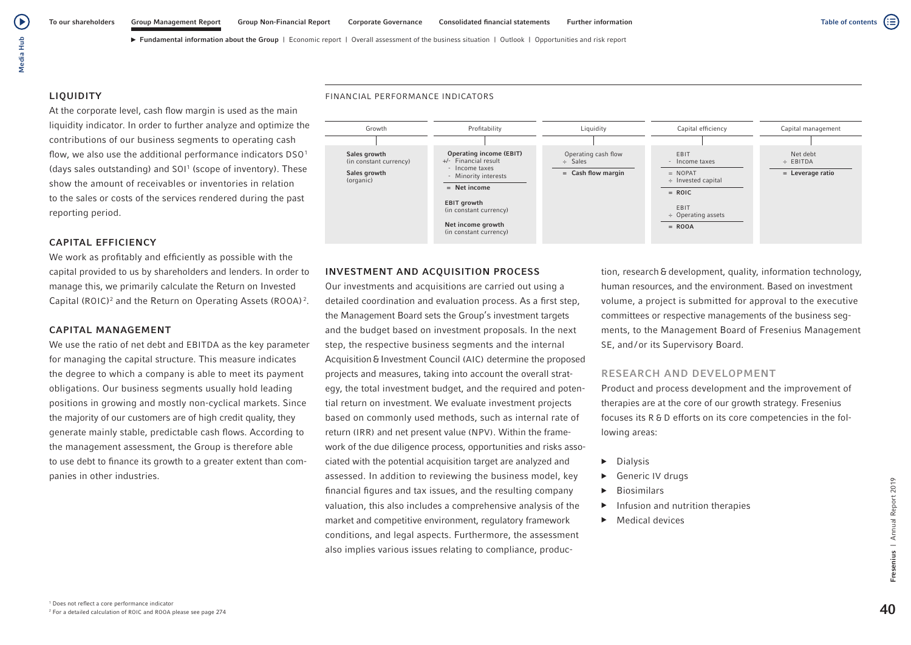## LIQUIDITY

At the corporate level, cash flow margin is used as the main liquidity indicator. In order to further analyze and optimize the contributions of our business segments to operating cash flow, we also use the additional performance indicators DSO[1] (days sales outstanding) and SOI[1] (scope of inventory). These show the amount of receivables or inventories in relation to the sales or costs of the services rendered during the past reporting period.

## CAPITAL EFFICIENCY

We work as profitably and efficiently as possible with the capital provided to us by shareholders and lenders. In order to manage this, we primarily calculate the Return on Invested Capital (ROIC)[2] and the Return on Operating Assets (ROOA)[2].

## CAPITAL MANAGEMENT

We use the ratio of net debt and EBITDA as the key parameter for managing the capital structure. This measure indicates the degree to which a company is able to meet its payment obligations. Our business segments usually hold leading positions in growing and mostly non-cyclical markets. Since the majority of our customers are of high credit quality, they generate mainly stable, predictable cash flows. According to the management assessment, the Group is therefore able to use debt to finance its growth to a greater extent than companies in other industries.

FINANCIAL PERFORMANCE INDICATORS

| Growth | Profitability | Liquidity | Capital efficiency | Capital management |
|---|---|---|---|---|
| **Sales growth** (in constant currency)<br>**Sales growth** (organic) | **Operating income (EBIT)**<br>+/- Financial result<br>- Income taxes<br>- Minority interests<br>= **Net income**<br>**EBIT growth** (in constant currency)<br>**Net income growth** (in constant currency) | Operating cash flow<br>÷ Sales<br>= **Cash flow margin** | EBIT<br>- Income taxes<br>= NOPAT<br>÷ Invested capital<br>= **ROIC**<br>EBIT<br>÷ Operating assets<br>= **ROOA** | Net debt<br>÷ EBITDA<br>= **Leverage ratio** |

## INVESTMENT AND ACQUISITION PROCESS

Our investments and acquisitions are carried out using a detailed coordination and evaluation process. As a first step, the Management Board sets the Group's investment targets and the budget based on investment proposals. In the next step, the respective business segments and the internal Acquisition & Investment Council (AIC) determine the proposed projects and measures, taking into account the overall strategy, the total investment budget, and the required and potential return on investment. We evaluate investment projects based on commonly used methods, such as internal rate of return (IRR) and net present value (NPV). Within the framework of the due diligence process, opportunities and risks associated with the potential acquisition target are analyzed and assessed. In addition to reviewing the business model, key financial figures and tax issues, and the resulting company valuation, this also includes a comprehensive analysis of the market and competitive environment, regulatory framework conditions, and legal aspects. Furthermore, the assessment also implies various issues relating to compliance, production, research & development, quality, information technology, human resources, and the environment. Based on investment volume, a project is submitted for approval to the executive committees or respective managements of the business segments, to the Management Board of Fresenius Management SE, and/or its Supervisory Board.

## RESEARCH AND DEVELOPMENT

Product and process development and the improvement of therapies are at the core of our growth strategy. Fresenius focuses its R & D efforts on its core competencies in the following areas:

- Dialysis
- Generic IV drugs
- Biosimilars
- Infusion and nutrition therapies
- Medical devices

[1] Does not reflect a core performance indicator
[2] For a detailed calculation of ROIC and ROOA please see page 274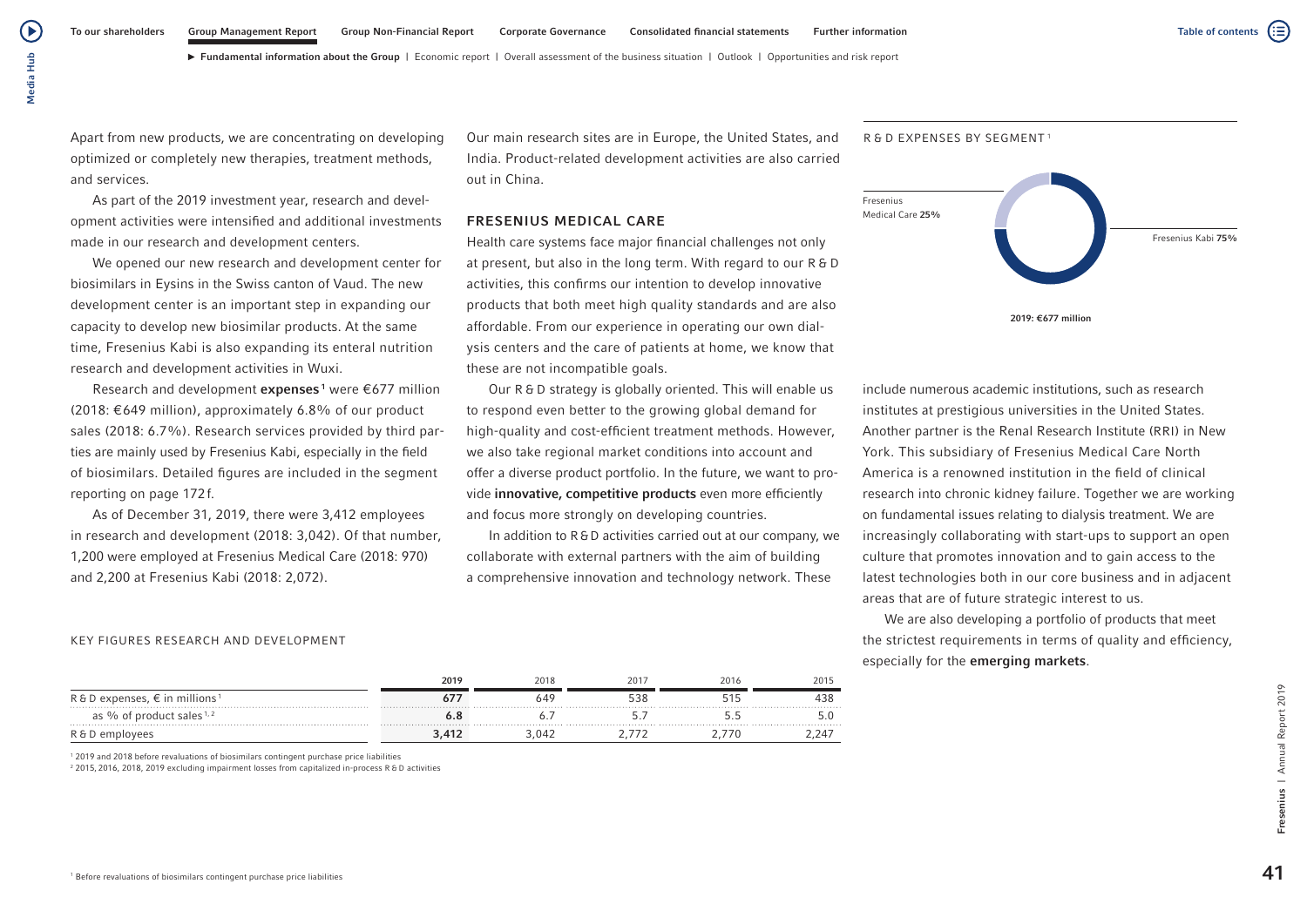Apart from new products, we are concentrating on developing optimized or completely new therapies, treatment methods, and services.

As part of the 2019 investment year, research and development activities were intensified and additional investments made in our research and development centers.

We opened our new research and development center for biosimilars in Eysins in the Swiss canton of Vaud. The new development center is an important step in expanding our capacity to develop new biosimilar products. At the same time, Fresenius Kabi is also expanding its enteral nutrition research and development activities in Wuxi.

Research and development **expenses**[1] were €677 million (2018: €649 million), approximately 6.8% of our product sales (2018: 6.7%). Research services provided by third parties are mainly used by Fresenius Kabi, especially in the field of biosimilars. Detailed figures are included in the segment reporting on page 172 f.

As of December 31, 2019, there were 3,412 employees in research and development (2018: 3,042). Of that number, 1,200 were employed at Fresenius Medical Care (2018: 970) and 2,200 at Fresenius Kabi (2018: 2,072).

Our main research sites are in Europe, the United States, and India. Product-related development activities are also carried out in China.

## FRESENIUS MEDICAL CARE

Health care systems face major financial challenges not only at present, but also in the long term. With regard to our R&D activities, this confirms our intention to develop innovative products that both meet high quality standards and are also affordable. From our experience in operating our own dialysis centers and the care of patients at home, we know that these are not incompatible goals.

Our R&D strategy is globally oriented. This will enable us to respond even better to the growing global demand for high-quality and cost-efficient treatment methods. However, we also take regional market conditions into account and offer a diverse product portfolio. In the future, we want to provide **innovative, competitive products** even more efficiently and focus more strongly on developing countries.

In addition to R&D activities carried out at our company, we collaborate with external partners with the aim of building a comprehensive innovation and technology network. These include numerous academic institutions, such as research institutes at prestigious universities in the United States. Another partner is the Renal Research Institute (RRI) in New York. This subsidiary of Fresenius Medical Care North America is a renowned institution in the field of clinical research into chronic kidney failure. Together we are working on fundamental issues relating to dialysis treatment. We are increasingly collaborating with start-ups to support an open culture that promotes innovation and to gain access to the latest technologies both in our core business and in adjacent areas that are of future strategic interest to us.

We are also developing a portfolio of products that meet the strictest requirements in terms of quality and efficiency, especially for the **emerging markets**.

R&D EXPENSES BY SEGMENT[1]

Fresenius Medical Care 25%
Fresenius Kabi 75%

2019: €677 million

KEY FIGURES RESEARCH AND DEVELOPMENT

| | 2019 | 2018 | 2017 | 2016 | 2015 |
|---|---|---|---|---|---|
| R&D expenses, € in millions[1] | 677 | 649 | 538 | 515 | 438 |
| as % of product sales[1,2] | 6.8 | 6.7 | 5.7 | 5.5 | 5.0 |
| R&D employees | 3,412 | 3,042 | 2,772 | 2,770 | 2,247 |

[1] 2019 and 2018 before revaluations of biosimilars contingent purchase price liabilities
[2] 2015, 2016, 2018, 2019 excluding impairment losses from capitalized in-process R&D activities

[1] Before revaluations of biosimilars contingent purchase price liabilities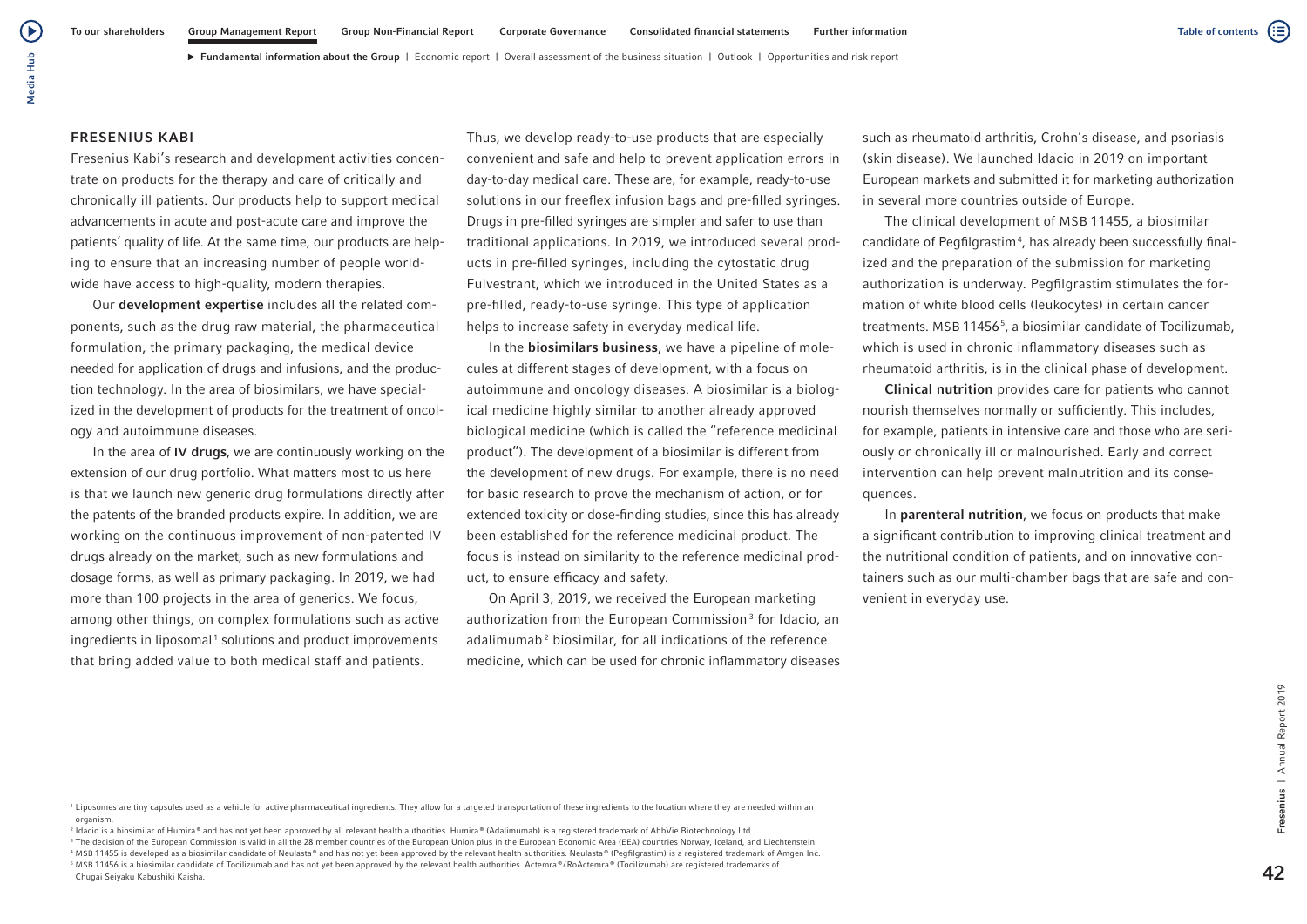## FRESENIUS KABI

Fresenius Kabi's research and development activities concentrate on products for the therapy and care of critically and chronically ill patients. Our products help to support medical advancements in acute and post-acute care and improve the patients' quality of life. At the same time, our products are helping to ensure that an increasing number of people worldwide have access to high-quality, modern therapies.

Our **development expertise** includes all the related components, such as the drug raw material, the pharmaceutical formulation, the primary packaging, the medical device needed for application of drugs and infusions, and the production technology. In the area of biosimilars, we have specialized in the development of products for the treatment of oncology and autoimmune diseases.

In the area of **IV drugs**, we are continuously working on the extension of our drug portfolio. What matters most to us here is that we launch new generic drug formulations directly after the patents of the branded products expire. In addition, we are working on the continuous improvement of non-patented IV drugs already on the market, such as new formulations and dosage forms, as well as primary packaging. In 2019, we had more than 100 projects in the area of generics. We focus, among other things, on complex formulations such as active ingredients in liposomal[1] solutions and product improvements that bring added value to both medical staff and patients.

Thus, we develop ready-to-use products that are especially convenient and safe and help to prevent application errors in day-to-day medical care. These are, for example, ready-to-use solutions in our freeflex infusion bags and pre-filled syringes. Drugs in pre-filled syringes are simpler and safer to use than traditional applications. In 2019, we introduced several products in pre-filled syringes, including the cytostatic drug Fulvestrant, which we introduced in the United States as a pre-filled, ready-to-use syringe. This type of application helps to increase safety in everyday medical life.

In the **biosimilars business**, we have a pipeline of molecules at different stages of development, with a focus on autoimmune and oncology diseases. A biosimilar is a biological medicine highly similar to another already approved biological medicine (which is called the "reference medicinal product"). The development of a biosimilar is different from the development of new drugs. For example, there is no need for basic research to prove the mechanism of action, or for extended toxicity or dose-finding studies, since this has already been established for the reference medicinal product. The focus is instead on similarity to the reference medicinal product, to ensure efficacy and safety.

On April 3, 2019, we received the European marketing authorization from the European Commission[3] for Idacio, an adalimumab[2] biosimilar, for all indications of the reference medicine, which can be used for chronic inflammatory diseases such as rheumatoid arthritis, Crohn's disease, and psoriasis (skin disease). We launched Idacio in 2019 on important European markets and submitted it for marketing authorization in several more countries outside of Europe.

The clinical development of MSB 11455, a biosimilar candidate of Pegfilgrastim[4], has already been successfully finalized and the preparation of the submission for marketing authorization is underway. Pegfilgrastim stimulates the formation of white blood cells (leukocytes) in certain cancer treatments. MSB 11456[5], a biosimilar candidate of Tocilizumab, which is used in chronic inflammatory diseases such as rheumatoid arthritis, is in the clinical phase of development.

**Clinical nutrition** provides care for patients who cannot nourish themselves normally or sufficiently. This includes, for example, patients in intensive care and those who are seriously or chronically ill or malnourished. Early and correct intervention can help prevent malnutrition and its consequences.

In **parenteral nutrition**, we focus on products that make a significant contribution to improving clinical treatment and the nutritional condition of patients, and on innovative containers such as our multi-chamber bags that are safe and convenient in everyday use.

[1] Liposomes are tiny capsules used as a vehicle for active pharmaceutical ingredients. They allow for a targeted transportation of these ingredients to the location where they are needed within an organism.
[2] Idacio is a biosimilar of Humira® and has not yet been approved by all relevant health authorities. Humira® (Adalimumab) is a registered trademark of AbbVie Biotechnology Ltd.
[3] The decision of the European Commission is valid in all the 28 member countries of the European Union plus in the European Economic Area (EEA) countries Norway, Iceland, and Liechtenstein.
[4] MSB 11455 is developed as a biosimilar candidate of Neulasta® and has not yet been approved by the relevant health authorities. Neulasta® (Pegfilgrastim) is a registered trademark of Amgen Inc.
[5] MSB 11456 is a biosimilar candidate of Tocilizumab and has not yet been approved by the relevant health authorities. Actemra®/RoActemra® (Tocilizumab) are registered trademarks of Chugai Seiyaku Kabushiki Kaisha.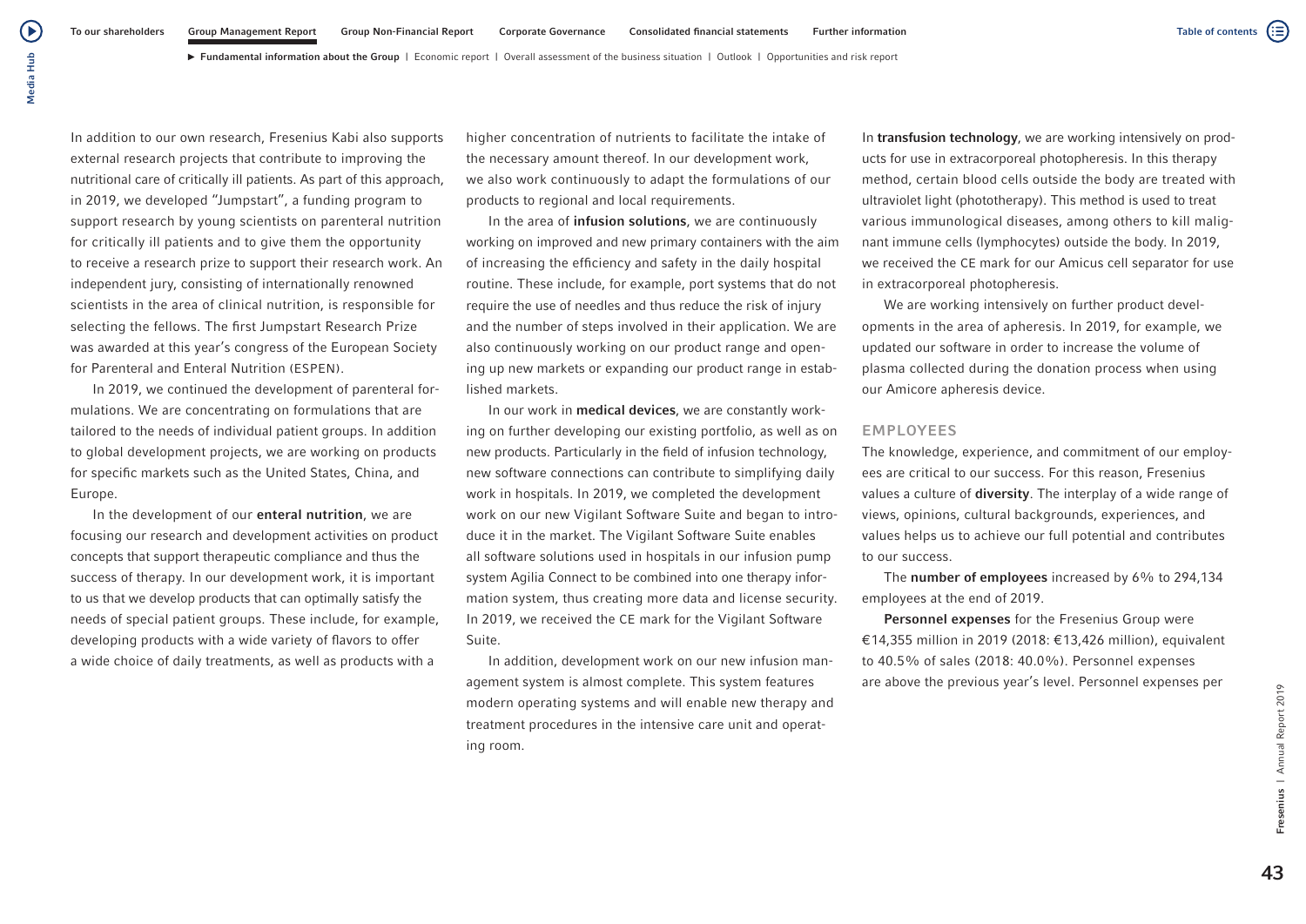In addition to our own research, Fresenius Kabi also supports external research projects that contribute to improving the nutritional care of critically ill patients. As part of this approach, in 2019, we developed "Jumpstart", a funding program to support research by young scientists on parenteral nutrition for critically ill patients and to give them the opportunity to receive a research prize to support their research work. An independent jury, consisting of internationally renowned scientists in the area of clinical nutrition, is responsible for selecting the fellows. The first Jumpstart Research Prize was awarded at this year's congress of the European Society for Parenteral and Enteral Nutrition (ESPEN).

In 2019, we continued the development of parenteral formulations. We are concentrating on formulations that are tailored to the needs of individual patient groups. In addition to global development projects, we are working on products for specific markets such as the United States, China, and Europe.

In the development of our **enteral nutrition**, we are focusing our research and development activities on product concepts that support therapeutic compliance and thus the success of therapy. In our development work, it is important to us that we develop products that can optimally satisfy the needs of special patient groups. These include, for example, developing products with a wide variety of flavors to offer a wide choice of daily treatments, as well as products with a higher concentration of nutrients to facilitate the intake of the necessary amount thereof. In our development work, we also work continuously to adapt the formulations of our products to regional and local requirements.

In the area of **infusion solutions**, we are continuously working on improved and new primary containers with the aim of increasing the efficiency and safety in the daily hospital routine. These include, for example, port systems that do not require the use of needles and thus reduce the risk of injury and the number of steps involved in their application. We are also continuously working on our product range and opening up new markets or expanding our product range in established markets.

In our work in **medical devices**, we are constantly working on further developing our existing portfolio, as well as on new products. Particularly in the field of infusion technology, new software connections can contribute to simplifying daily work in hospitals. In 2019, we completed the development work on our new Vigilant Software Suite and began to introduce it in the market. The Vigilant Software Suite enables all software solutions used in hospitals in our infusion pump system Agilia Connect to be combined into one therapy information system, thus creating more data and license security. In 2019, we received the CE mark for the Vigilant Software Suite.

In addition, development work on our new infusion management system is almost complete. This system features modern operating systems and will enable new therapy and treatment procedures in the intensive care unit and operating room.

In **transfusion technology**, we are working intensively on products for use in extracorporeal photopheresis. In this therapy method, certain blood cells outside the body are treated with ultraviolet light (phototherapy). This method is used to treat various immunological diseases, among others to kill malignant immune cells (lymphocytes) outside the body. In 2019, we received the CE mark for our Amicus cell separator for use in extracorporeal photopheresis.

We are working intensively on further product developments in the area of apheresis. In 2019, for example, we updated our software in order to increase the volume of plasma collected during the donation process when using our Amicore apheresis device.

## EMPLOYEES

The knowledge, experience, and commitment of our employees are critical to our success. For this reason, Fresenius values a culture of **diversity**. The interplay of a wide range of views, opinions, cultural backgrounds, experiences, and values helps us to achieve our full potential and contributes to our success.

The **number of employees** increased by 6% to 294,134 employees at the end of 2019.

**Personnel expenses** for the Fresenius Group were €14,355 million in 2019 (2018: €13,426 million), equivalent to 40.5% of sales (2018: 40.0%). Personnel expenses are above the previous year's level. Personnel expenses per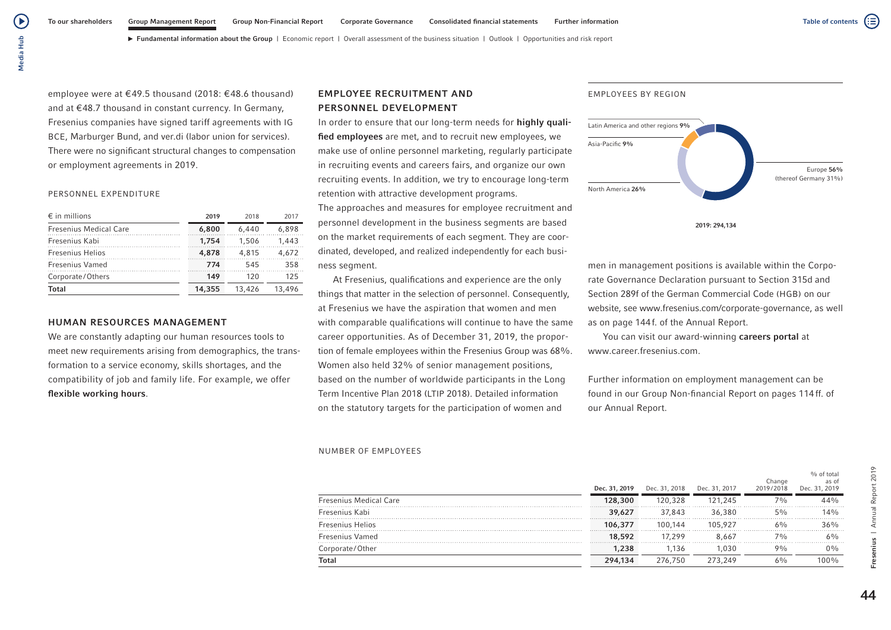employee were at €49.5 thousand (2018: €48.6 thousand) and at €48.7 thousand in constant currency. In Germany, Fresenius companies have signed tariff agreements with IG BCE, Marburger Bund, and ver.di (labor union for services). There were no significant structural changes to compensation or employment agreements in 2019.

PERSONNEL EXPENDITURE

| € in millions | 2019 | 2018 | 2017 |
|---|---|---|---|
| Fresenius Medical Care | **6,800** | 6,440 | 6,898 |
| Fresenius Kabi | **1,754** | 1,506 | 1,443 |
| Fresenius Helios | **4,878** | 4,815 | 4,672 |
| Fresenius Vamed | **774** | 545 | 358 |
| Corporate/Others | **149** | 120 | 125 |
| **Total** | **14,355** | 13,426 | 13,496 |

## HUMAN RESOURCES MANAGEMENT

We are constantly adapting our human resources tools to meet new requirements arising from demographics, the transformation to a service economy, skills shortages, and the compatibility of job and family life. For example, we offer **flexible working hours**.

## EMPLOYEE RECRUITMENT AND PERSONNEL DEVELOPMENT

In order to ensure that our long-term needs for **highly qualified employees** are met, and to recruit new employees, we make use of online personnel marketing, regularly participate in recruiting events and careers fairs, and organize our own recruiting events. In addition, we try to encourage long-term retention with attractive development programs.

The approaches and measures for employee recruitment and personnel development in the business segments are based on the market requirements of each segment. They are coordinated, developed, and realized independently for each business segment.

At Fresenius, qualifications and experience are the only things that matter in the selection of personnel. Consequently, at Fresenius we have the aspiration that women and men with comparable qualifications will continue to have the same career opportunities. As of December 31, 2019, the proportion of female employees within the Fresenius Group was 68%. Women also held 32% of senior management positions, based on the number of worldwide participants in the Long Term Incentive Plan 2018 (LTIP 2018). Detailed information on the statutory targets for the participation of women and men in management positions is available within the Corporate Governance Declaration pursuant to Section 315d and Section 289f of the German Commercial Code (HGB) on our website, see www.fresenius.com/corporate-governance, as well as on page 144 f. of the Annual Report.

EMPLOYEES BY REGION

- Europe **56%** (thereof Germany 31%)
- North America **26%**
- Asia-Pacific **9%**
- Latin America and other regions **9%**

**2019: 294,134**

You can visit our award-winning **careers portal** at www.career.fresenius.com.

Further information on employment management can be found in our Group Non-financial Report on pages 114 ff. of our Annual Report.

NUMBER OF EMPLOYEES

| | Dec. 31, 2019 | Dec. 31, 2018 | Dec. 31, 2017 | Change 2019/2018 | % of total as of Dec. 31, 2019 |
|---|---|---|---|---|---|
| Fresenius Medical Care | **128,300** | 120,328 | 121,245 | 7% | 44% |
| Fresenius Kabi | **39,627** | 37,843 | 36,380 | 5% | 14% |
| Fresenius Helios | **106,377** | 100,144 | 105,927 | 6% | 36% |
| Fresenius Vamed | **18,592** | 17,299 | 8,667 | 7% | 6% |
| Corporate/Other | **1,238** | 1,136 | 1,030 | 9% | 0% |
| **Total** | **294,134** | 276,750 | 273,249 | 6% | 100% |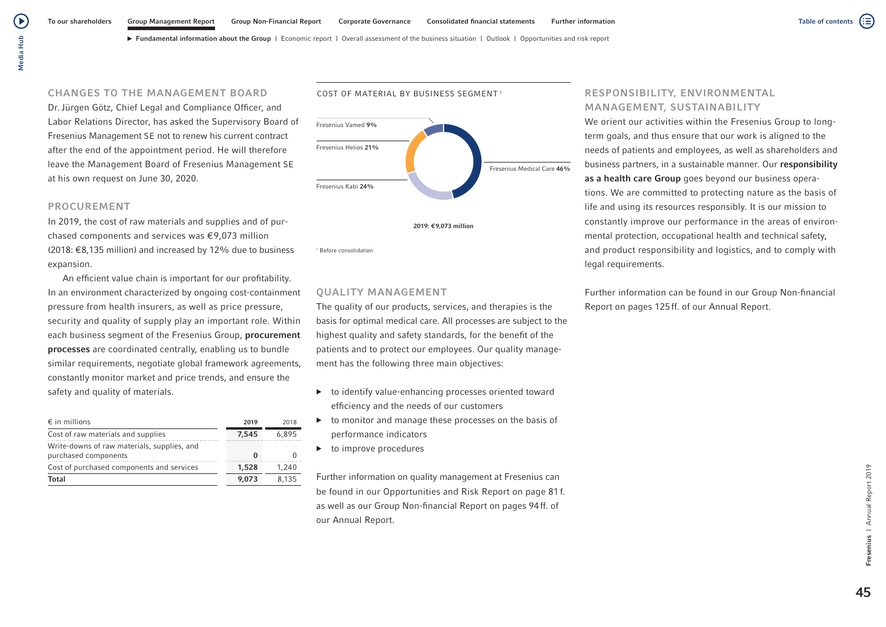## CHANGES TO THE MANAGEMENT BOARD

Dr. Jürgen Götz, Chief Legal and Compliance Officer, and Labor Relations Director, has asked the Supervisory Board of Fresenius Management SE not to renew his current contract after the end of the appointment period. He will therefore leave the Management Board of Fresenius Management SE at his own request on June 30, 2020.

## PROCUREMENT

In 2019, the cost of raw materials and supplies and of purchased components and services was €9,073 million (2018: €8,135 million) and increased by 12% due to business expansion.

An efficient value chain is important for our profitability. In an environment characterized by ongoing cost-containment pressure from health insurers, as well as price pressure, security and quality of supply play an important role. Within each business segment of the Fresenius Group, **procurement processes** are coordinated centrally, enabling us to bundle similar requirements, negotiate global framework agreements, constantly monitor market and price trends, and ensure the safety and quality of materials.

| € in millions | 2019 | 2018 |
|---|---|---|
| Cost of raw materials and supplies | **7,545** | 6,895 |
| Write-downs of raw materials, supplies, and purchased components | **0** | 0 |
| Cost of purchased components and services | **1,528** | 1,240 |
| **Total** | **9,073** | 8,135 |

COST OF MATERIAL BY BUSINESS SEGMENT [1]

Fresenius Vamed **9%**

Fresenius Helios **21%**

Fresenius Kabi **24%**

Fresenius Medical Care **46%**

**2019: €9,073 million**

[1] Before consolidation

## QUALITY MANAGEMENT

The quality of our products, services, and therapies is the basis for optimal medical care. All processes are subject to the highest quality and safety standards, for the benefit of the patients and to protect our employees. Our quality management has the following three main objectives:

- to identify value-enhancing processes oriented toward efficiency and the needs of our customers
- to monitor and manage these processes on the basis of performance indicators
- to improve procedures

Further information on quality management at Fresenius can be found in our Opportunities and Risk Report on page 81 f. as well as our Group Non-financial Report on pages 94 ff. of our Annual Report.

## RESPONSIBILITY, ENVIRONMENTAL MANAGEMENT, SUSTAINABILITY

We orient our activities within the Fresenius Group to long-term goals, and thus ensure that our work is aligned to the needs of patients and employees, as well as shareholders and business partners, in a sustainable manner. Our **responsibility as a health care Group** goes beyond our business operations. We are committed to protecting nature as the basis of life and using its resources responsibly. It is our mission to constantly improve our performance in the areas of environmental protection, occupational health and technical safety, and product responsibility and logistics, and to comply with legal requirements.

Further information can be found in our Group Non-financial Report on pages 125 ff. of our Annual Report.